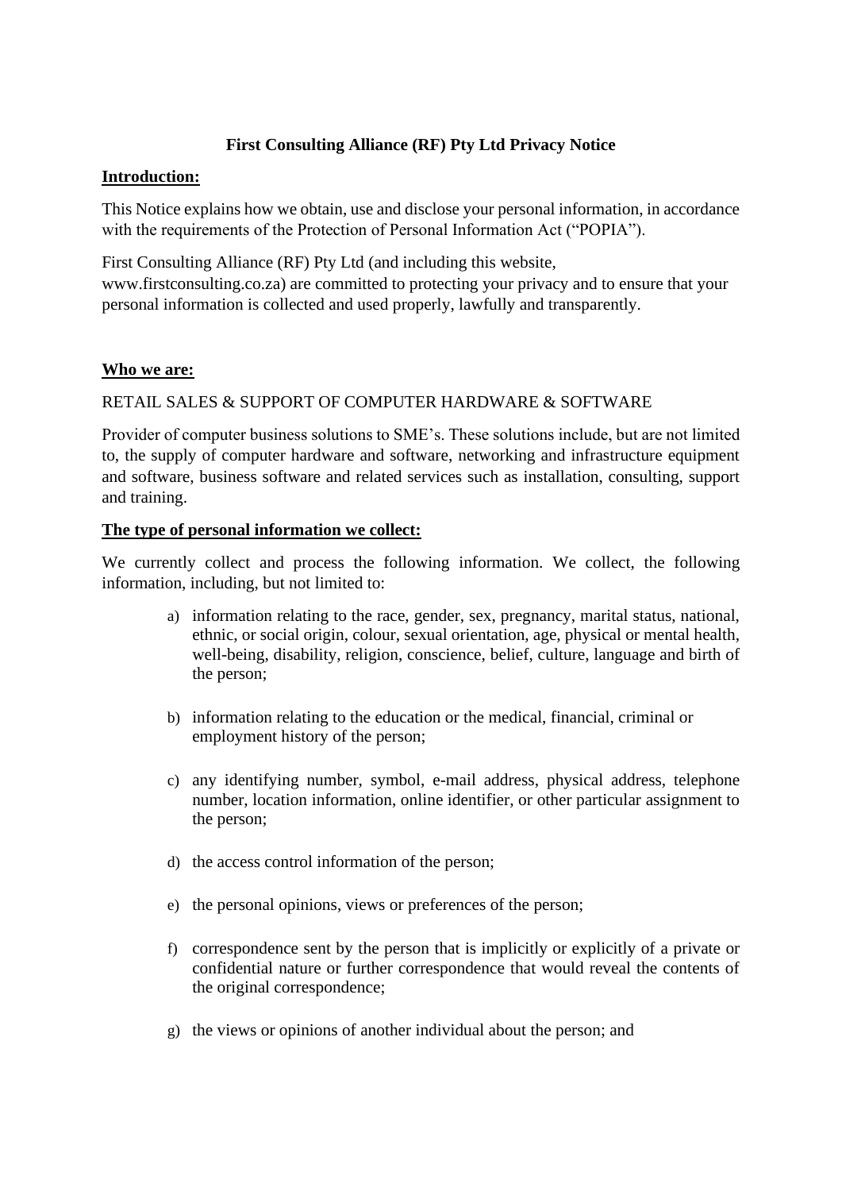# First Consulting Alliance (RF) Pty Ltd Privacy Notice

## Introduction:

This Notice explains how we obtain, use and disclose your personal information, in accordance with the requirements of the Protection of Personal Information Act ("POPIA").

First Consulting Alliance (RF) Pty Ltd (and including this website, www.firstconsulting.co.za) are committed to protecting your privacy and to ensure that your personal information is collected and used properly, lawfully and transparently.

## Who we are:

RETAIL SALES & SUPPORT OF COMPUTER HARDWARE & SOFTWARE

Provider of computer business solutions to SME's. These solutions include, but are not limited to, the supply of computer hardware and software, networking and infrastructure equipment and software, business software and related services such as installation, consulting, support and training.

## The type of personal information we collect:

We currently collect and process the following information. We collect, the following information, including, but not limited to:

a) information relating to the race, gender, sex, pregnancy, marital status, national, ethnic, or social origin, colour, sexual orientation, age, physical or mental health, well-being, disability, religion, conscience, belief, culture, language and birth of the person;

b) information relating to the education or the medical, financial, criminal or employment history of the person;

c) any identifying number, symbol, e-mail address, physical address, telephone number, location information, online identifier, or other particular assignment to the person;

d) the access control information of the person;

e) the personal opinions, views or preferences of the person;

f) correspondence sent by the person that is implicitly or explicitly of a private or confidential nature or further correspondence that would reveal the contents of the original correspondence;

g) the views or opinions of another individual about the person; and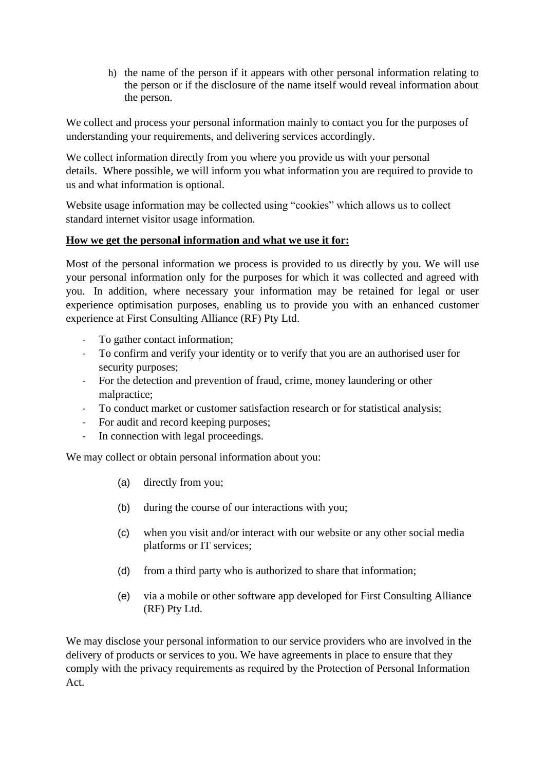h) the name of the person if it appears with other personal information relating to the person or if the disclosure of the name itself would reveal information about the person.

We collect and process your personal information mainly to contact you for the purposes of understanding your requirements, and delivering services accordingly.

We collect information directly from you where you provide us with your personal details. Where possible, we will inform you what information you are required to provide to us and what information is optional.

Website usage information may be collected using "cookies" which allows us to collect standard internet visitor usage information.

**How we get the personal information and what we use it for:**

Most of the personal information we process is provided to us directly by you. We will use your personal information only for the purposes for which it was collected and agreed with you. In addition, where necessary your information may be retained for legal or user experience optimisation purposes, enabling us to provide you with an enhanced customer experience at First Consulting Alliance (RF) Pty Ltd.

- To gather contact information;
- To confirm and verify your identity or to verify that you are an authorised user for security purposes;
- For the detection and prevention of fraud, crime, money laundering or other malpractice;
- To conduct market or customer satisfaction research or for statistical analysis;
- For audit and record keeping purposes;
- In connection with legal proceedings.

We may collect or obtain personal information about you:

(a) directly from you;

(b) during the course of our interactions with you;

(c) when you visit and/or interact with our website or any other social media platforms or IT services;

(d) from a third party who is authorized to share that information;

(e) via a mobile or other software app developed for First Consulting Alliance (RF) Pty Ltd.

We may disclose your personal information to our service providers who are involved in the delivery of products or services to you. We have agreements in place to ensure that they comply with the privacy requirements as required by the Protection of Personal Information Act.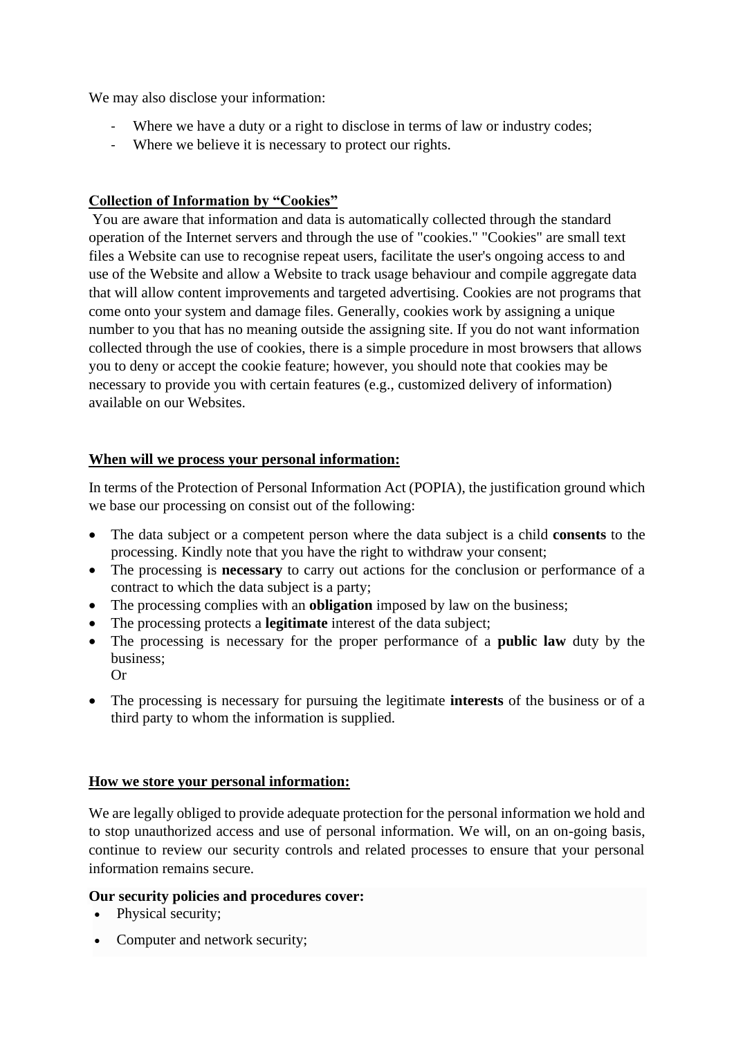We may also disclose your information:

- Where we have a duty or a right to disclose in terms of law or industry codes;
- Where we believe it is necessary to protect our rights.

**Collection of Information by "Cookies"**

You are aware that information and data is automatically collected through the standard operation of the Internet servers and through the use of "cookies." "Cookies" are small text files a Website can use to recognise repeat users, facilitate the user's ongoing access to and use of the Website and allow a Website to track usage behaviour and compile aggregate data that will allow content improvements and targeted advertising. Cookies are not programs that come onto your system and damage files. Generally, cookies work by assigning a unique number to you that has no meaning outside the assigning site. If you do not want information collected through the use of cookies, there is a simple procedure in most browsers that allows you to deny or accept the cookie feature; however, you should note that cookies may be necessary to provide you with certain features (e.g., customized delivery of information) available on our Websites.

**When will we process your personal information:**

In terms of the Protection of Personal Information Act (POPIA), the justification ground which we base our processing on consist out of the following:

- The data subject or a competent person where the data subject is a child **consents** to the processing. Kindly note that you have the right to withdraw your consent;
- The processing is **necessary** to carry out actions for the conclusion or performance of a contract to which the data subject is a party;
- The processing complies with an **obligation** imposed by law on the business;
- The processing protects a **legitimate** interest of the data subject;
- The processing is necessary for the proper performance of a **public law** duty by the business;
  Or
- The processing is necessary for pursuing the legitimate **interests** of the business or of a third party to whom the information is supplied.

**How we store your personal information:**

We are legally obliged to provide adequate protection for the personal information we hold and to stop unauthorized access and use of personal information. We will, on an on-going basis, continue to review our security controls and related processes to ensure that your personal information remains secure.

**Our security policies and procedures cover:**

- Physical security;
- Computer and network security;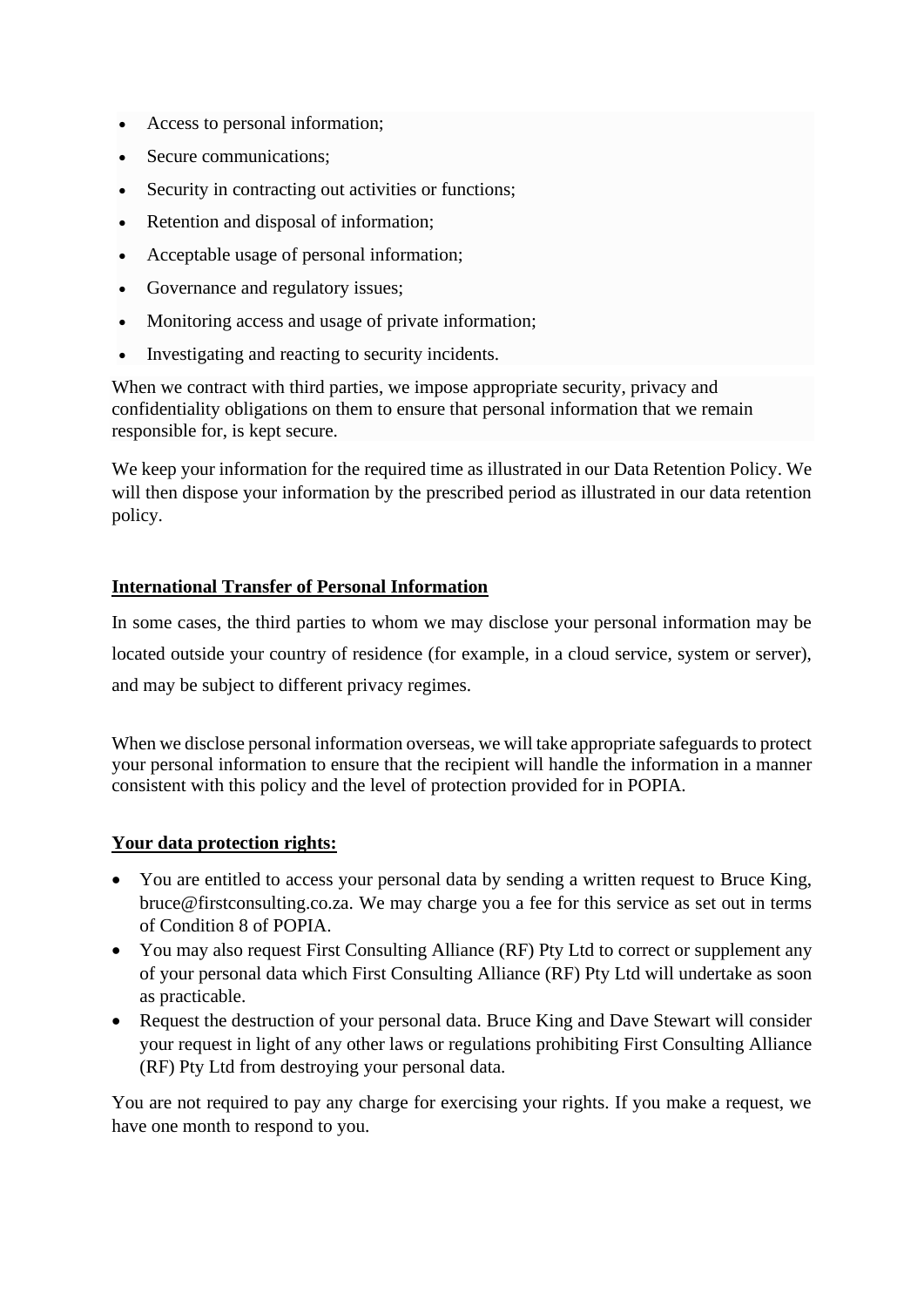- Access to personal information;
- Secure communications;
- Security in contracting out activities or functions;
- Retention and disposal of information;
- Acceptable usage of personal information;
- Governance and regulatory issues;
- Monitoring access and usage of private information;
- Investigating and reacting to security incidents.

When we contract with third parties, we impose appropriate security, privacy and confidentiality obligations on them to ensure that personal information that we remain responsible for, is kept secure.

We keep your information for the required time as illustrated in our Data Retention Policy. We will then dispose your information by the prescribed period as illustrated in our data retention policy.

**International Transfer of Personal Information**

In some cases, the third parties to whom we may disclose your personal information may be located outside your country of residence (for example, in a cloud service, system or server), and may be subject to different privacy regimes.

When we disclose personal information overseas, we will take appropriate safeguards to protect your personal information to ensure that the recipient will handle the information in a manner consistent with this policy and the level of protection provided for in POPIA.

**Your data protection rights:**

- You are entitled to access your personal data by sending a written request to Bruce King, bruce@firstconsulting.co.za. We may charge you a fee for this service as set out in terms of Condition 8 of POPIA.
- You may also request First Consulting Alliance (RF) Pty Ltd to correct or supplement any of your personal data which First Consulting Alliance (RF) Pty Ltd will undertake as soon as practicable.
- Request the destruction of your personal data. Bruce King and Dave Stewart will consider your request in light of any other laws or regulations prohibiting First Consulting Alliance (RF) Pty Ltd from destroying your personal data.

You are not required to pay any charge for exercising your rights. If you make a request, we have one month to respond to you.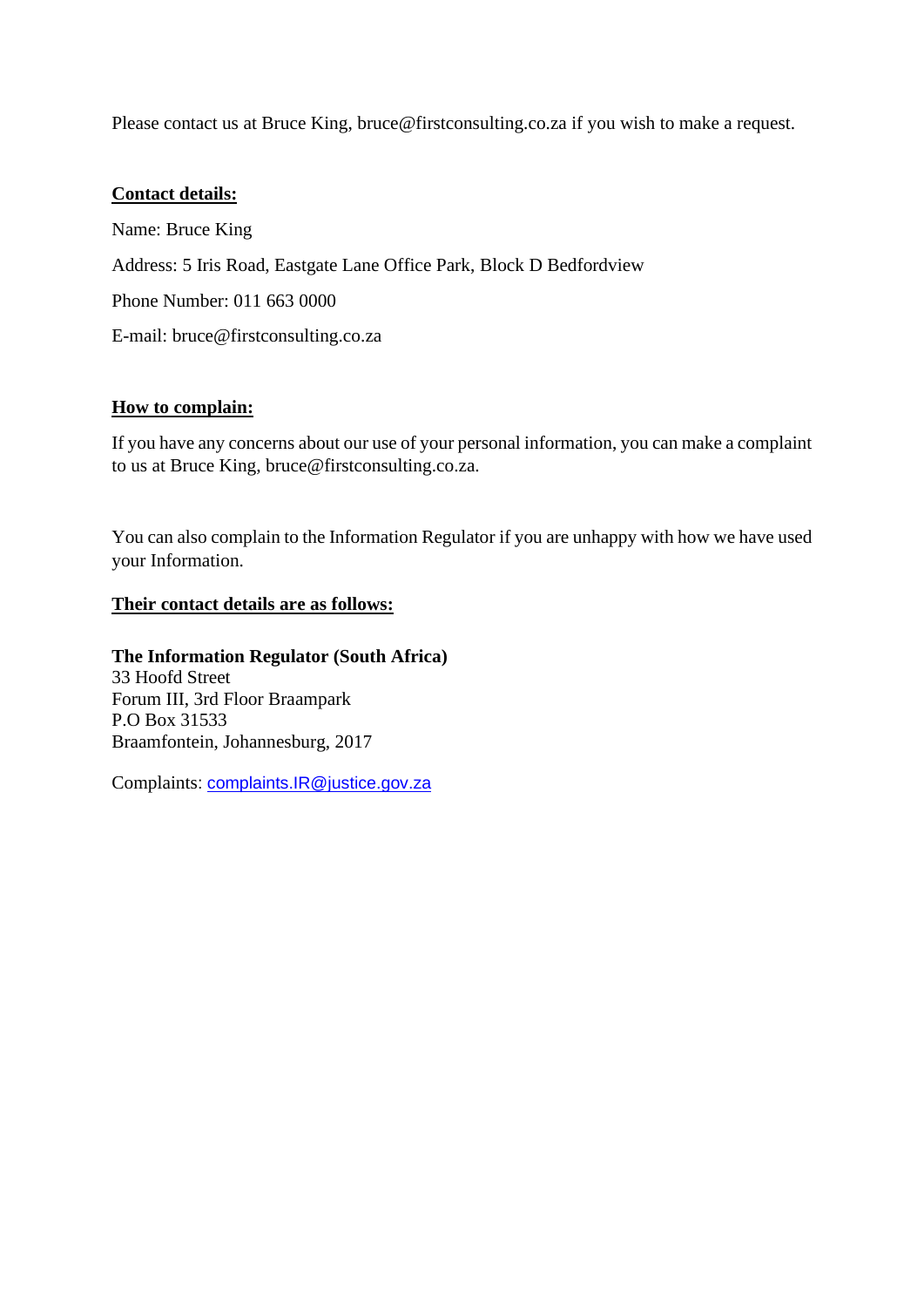Please contact us at Bruce King, bruce@firstconsulting.co.za if you wish to make a request.

**Contact details:**

Name: Bruce King

Address: 5 Iris Road, Eastgate Lane Office Park, Block D Bedfordview

Phone Number: 011 663 0000

E-mail: bruce@firstconsulting.co.za

**How to complain:**

If you have any concerns about our use of your personal information, you can make a complaint to us at Bruce King, bruce@firstconsulting.co.za.

You can also complain to the Information Regulator if you are unhappy with how we have used your Information.

**Their contact details are as follows:**

**The Information Regulator (South Africa)**
33 Hoofd Street
Forum III, 3rd Floor Braampark
P.O Box 31533
Braamfontein, Johannesburg, 2017

Complaints: complaints.IR@justice.gov.za